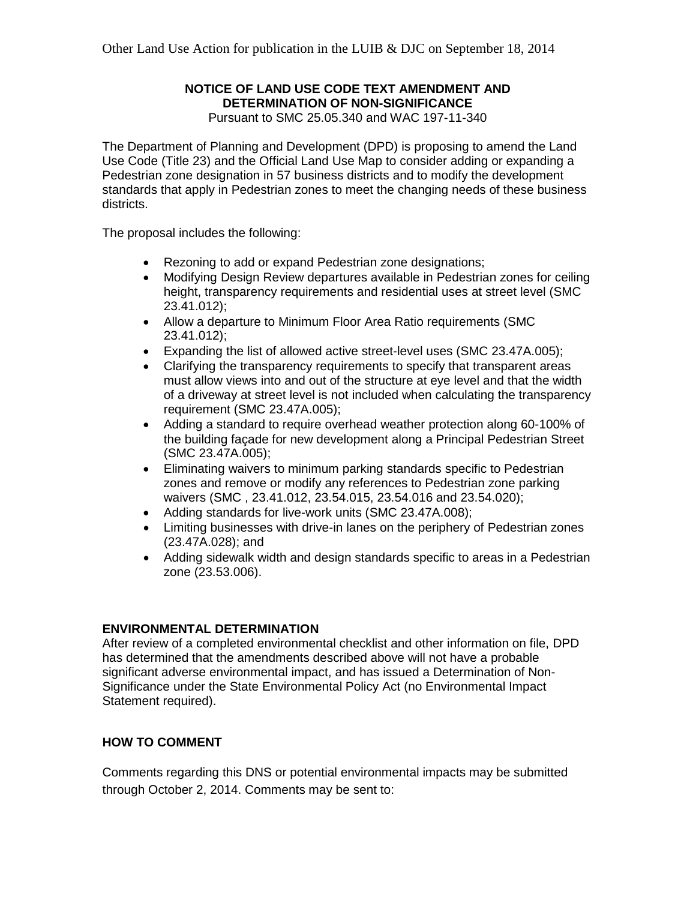Other Land Use Action for publication in the LUIB & DJC on September 18, 2014

**NOTICE OF LAND USE CODE TEXT AMENDMENT AND DETERMINATION OF NON-SIGNIFICANCE**

Pursuant to SMC 25.05.340 and WAC 197-11-340

The Department of Planning and Development (DPD) is proposing to amend the Land Use Code (Title 23) and the Official Land Use Map to consider adding or expanding a Pedestrian zone designation in 57 business districts and to modify the development standards that apply in Pedestrian zones to meet the changing needs of these business districts.

The proposal includes the following:

- Rezoning to add or expand Pedestrian zone designations;
- Modifying Design Review departures available in Pedestrian zones for ceiling height, transparency requirements and residential uses at street level (SMC 23.41.012);
- Allow a departure to Minimum Floor Area Ratio requirements (SMC 23.41.012);
- Expanding the list of allowed active street-level uses (SMC 23.47A.005);
- Clarifying the transparency requirements to specify that transparent areas must allow views into and out of the structure at eye level and that the width of a driveway at street level is not included when calculating the transparency requirement (SMC 23.47A.005);
- Adding a standard to require overhead weather protection along 60-100% of the building façade for new development along a Principal Pedestrian Street (SMC 23.47A.005);
- Eliminating waivers to minimum parking standards specific to Pedestrian zones and remove or modify any references to Pedestrian zone parking waivers (SMC , 23.41.012, 23.54.015, 23.54.016 and 23.54.020);
- Adding standards for live-work units (SMC 23.47A.008);
- Limiting businesses with drive-in lanes on the periphery of Pedestrian zones (23.47A.028); and
- Adding sidewalk width and design standards specific to areas in a Pedestrian zone (23.53.006).

**ENVIRONMENTAL DETERMINATION**

After review of a completed environmental checklist and other information on file, DPD has determined that the amendments described above will not have a probable significant adverse environmental impact, and has issued a Determination of Non-Significance under the State Environmental Policy Act (no Environmental Impact Statement required).

**HOW TO COMMENT**

Comments regarding this DNS or potential environmental impacts may be submitted through October 2, 2014. Comments may be sent to: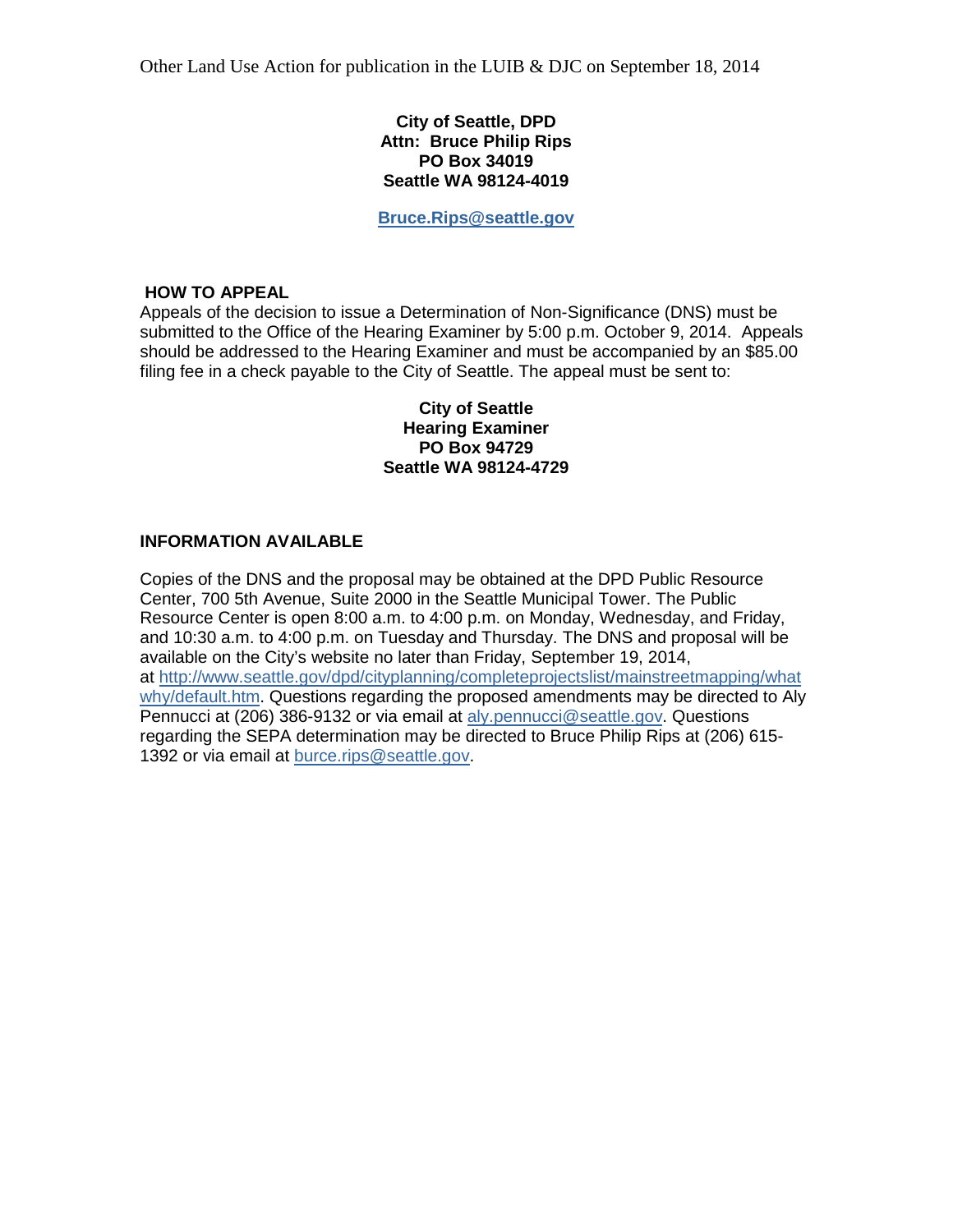Other Land Use Action for publication in the LUIB & DJC on September 18, 2014

**City of Seattle, DPD**
**Attn: Bruce Philip Rips**
**PO Box 34019**
**Seattle WA 98124-4019**

**Bruce.Rips@seattle.gov**

**HOW TO APPEAL**

Appeals of the decision to issue a Determination of Non-Significance (DNS) must be submitted to the Office of the Hearing Examiner by 5:00 p.m. October 9, 2014. Appeals should be addressed to the Hearing Examiner and must be accompanied by an $85.00 filing fee in a check payable to the City of Seattle. The appeal must be sent to:

**City of Seattle**
**Hearing Examiner**
**PO Box 94729**
**Seattle WA 98124-4729**

**INFORMATION AVAILABLE**

Copies of the DNS and the proposal may be obtained at the DPD Public Resource Center, 700 5th Avenue, Suite 2000 in the Seattle Municipal Tower. The Public Resource Center is open 8:00 a.m. to 4:00 p.m. on Monday, Wednesday, and Friday, and 10:30 a.m. to 4:00 p.m. on Tuesday and Thursday. The DNS and proposal will be available on the City's website no later than Friday, September 19, 2014, at http://www.seattle.gov/dpd/cityplanning/completeprojectslist/mainstreetmapping/whatwhy/default.htm. Questions regarding the proposed amendments may be directed to Aly Pennucci at (206) 386-9132 or via email at aly.pennucci@seattle.gov. Questions regarding the SEPA determination may be directed to Bruce Philip Rips at (206) 615-1392 or via email at burce.rips@seattle.gov.